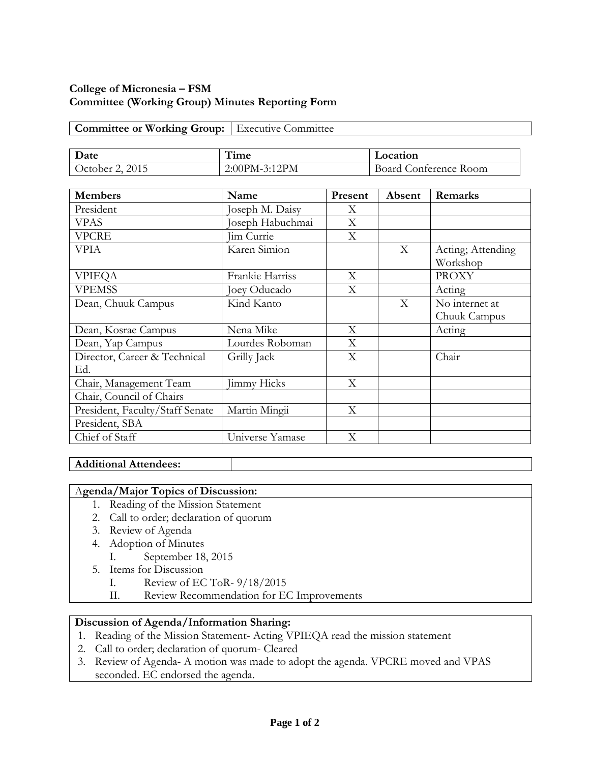**College of Micronesia – FSM**
**Committee (Working Group) Minutes Reporting Form**

| **Committee or Working Group:** | Executive Committee |
|---|---|

| **Date** | **Time** | **Location** |
|---|---|---|
| October 2, 2015 | 2:00PM-3:12PM | Board Conference Room |

| **Members** | **Name** | **Present** | **Absent** | **Remarks** |
|---|---|---|---|---|
| President | Joseph M. Daisy | X | | |
| VPAS | Joseph Habuchmai | X | | |
| VPCRE | Jim Currie | X | | |
| VPIA | Karen Simion | | X | Acting; Attending Workshop |
| VPIEQA | Frankie Harriss | X | | PROXY |
| VPEMSS | Joey Oducado | X | | Acting |
| Dean, Chuuk Campus | Kind Kanto | | X | No internet at Chuuk Campus |
| Dean, Kosrae Campus | Nena Mike | X | | Acting |
| Dean, Yap Campus | Lourdes Roboman | X | | |
| Director, Career & Technical Ed. | Grilly Jack | X | | Chair |
| Chair, Management Team | Jimmy Hicks | X | | |
| Chair, Council of Chairs | | | | |
| President, Faculty/Staff Senate | Martin Mingii | X | | |
| President, SBA | | | | |
| Chief of Staff | Universe Yamase | X | | |

| **Additional Attendees:** | |
|---|---|

**Agenda/Major Topics of Discussion:**

1. Reading of the Mission Statement
2. Call to order; declaration of quorum
3. Review of Agenda
4. Adoption of Minutes
   I. September 18, 2015
5. Items for Discussion
   I. Review of EC ToR- 9/18/2015
   II. Review Recommendation for EC Improvements

**Discussion of Agenda/Information Sharing:**

1. Reading of the Mission Statement- Acting VPIEQA read the mission statement
2. Call to order; declaration of quorum- Cleared
3. Review of Agenda- A motion was made to adopt the agenda. VPCRE moved and VPAS seconded. EC endorsed the agenda.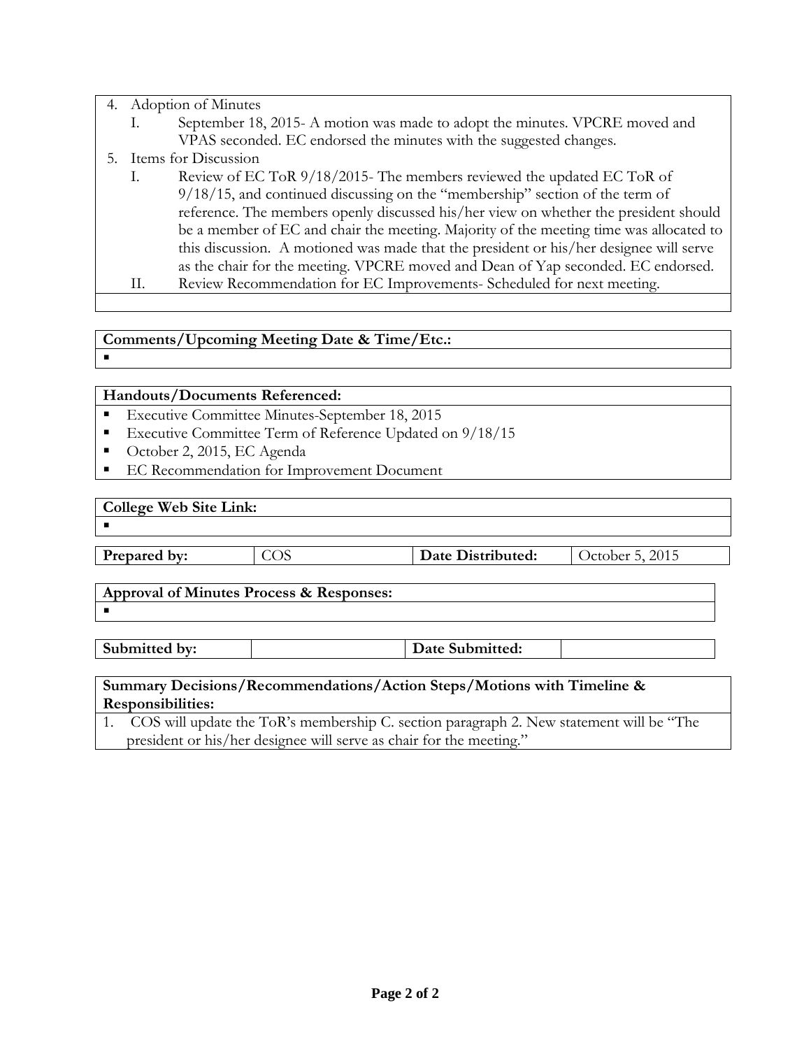4. Adoption of Minutes
   I. September 18, 2015- A motion was made to adopt the minutes. VPCRE moved and VPAS seconded. EC endorsed the minutes with the suggested changes.
5. Items for Discussion
   I. Review of EC ToR 9/18/2015- The members reviewed the updated EC ToR of 9/18/15, and continued discussing on the "membership" section of the term of reference. The members openly discussed his/her view on whether the president should be a member of EC and chair the meeting. Majority of the meeting time was allocated to this discussion. A motioned was made that the president or his/her designee will serve as the chair for the meeting. VPCRE moved and Dean of Yap seconded. EC endorsed.
   II. Review Recommendation for EC Improvements- Scheduled for next meeting.

**Comments/Upcoming Meeting Date & Time/Etc.:**

- 

**Handouts/Documents Referenced:**

- Executive Committee Minutes-September 18, 2015
- Executive Committee Term of Reference Updated on 9/18/15
- October 2, 2015, EC Agenda
- EC Recommendation for Improvement Document

**College Web Site Link:**

- 

| | | | |
|---|---|---|---|
| **Prepared by:** | COS | **Date Distributed:** | October 5, 2015 |

**Approval of Minutes Process & Responses:**

- 

| | | | |
|---|---|---|---|
| **Submitted by:** | | **Date Submitted:** | |

**Summary Decisions/Recommendations/Action Steps/Motions with Timeline & Responsibilities:**

1. COS will update the ToR's membership C. section paragraph 2. New statement will be "The president or his/her designee will serve as chair for the meeting."